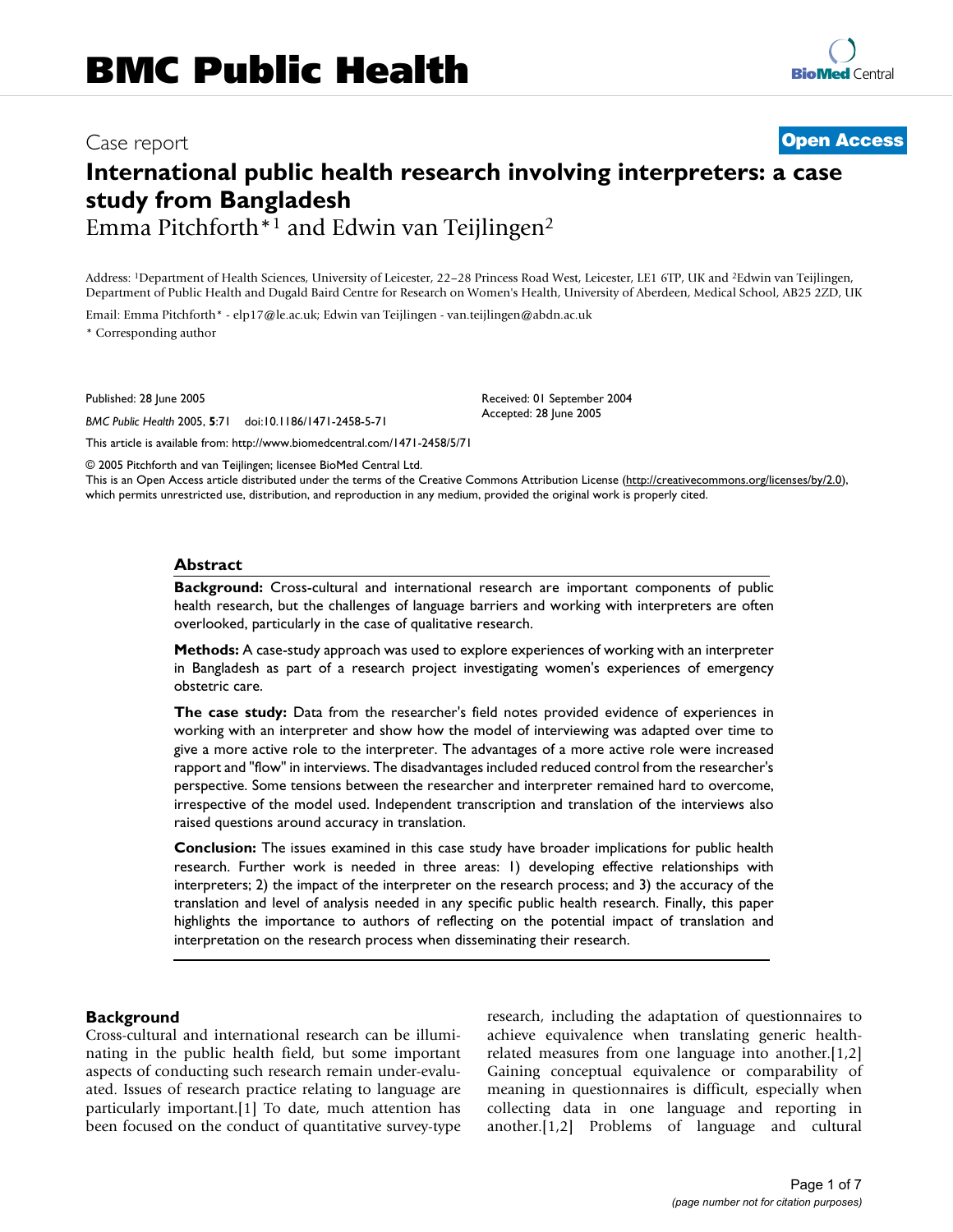# International public health research involving interpreters: a case study from Bangladesh

Emma Pitchforth*[1] and Edwin van Teijlingen[2]

Address: [1]Department of Health Sciences, University of Leicester, 22–28 Princess Road West, Leicester, LE1 6TP, UK and [2]Edwin van Teijlingen, Department of Public Health and Dugald Baird Centre for Research on Women's Health, University of Aberdeen, Medical School, AB25 2ZD, UK

Email: Emma Pitchforth* - elp17@le.ac.uk; Edwin van Teijlingen - van.teijlingen@abdn.ac.uk

\* Corresponding author

Case report — Open Access

Published: 28 June 2005

*BMC Public Health* 2005, **5**:71 doi:10.1186/1471-2458-5-71

Received: 01 September 2004
Accepted: 28 June 2005

This article is available from: http://www.biomedcentral.com/1471-2458/5/71

© 2005 Pitchforth and van Teijlingen; licensee BioMed Central Ltd.
This is an Open Access article distributed under the terms of the Creative Commons Attribution License (http://creativecommons.org/licenses/by/2.0), which permits unrestricted use, distribution, and reproduction in any medium, provided the original work is properly cited.

## Abstract

**Background:** Cross-cultural and international research are important components of public health research, but the challenges of language barriers and working with interpreters are often overlooked, particularly in the case of qualitative research.

**Methods:** A case-study approach was used to explore experiences of working with an interpreter in Bangladesh as part of a research project investigating women's experiences of emergency obstetric care.

**The case study:** Data from the researcher's field notes provided evidence of experiences in working with an interpreter and show how the model of interviewing was adapted over time to give a more active role to the interpreter. The advantages of a more active role were increased rapport and "flow" in interviews. The disadvantages included reduced control from the researcher's perspective. Some tensions between the researcher and interpreter remained hard to overcome, irrespective of the model used. Independent transcription and translation of the interviews also raised questions around accuracy in translation.

**Conclusion:** The issues examined in this case study have broader implications for public health research. Further work is needed in three areas: 1) developing effective relationships with interpreters; 2) the impact of the interpreter on the research process; and 3) the accuracy of the translation and level of analysis needed in any specific public health research. Finally, this paper highlights the importance to authors of reflecting on the potential impact of translation and interpretation on the research process when disseminating their research.

## Background

Cross-cultural and international research can be illuminating in the public health field, but some important aspects of conducting such research remain under-evaluated. Issues of research practice relating to language are particularly important.[1] To date, much attention has been focused on the conduct of quantitative survey-type research, including the adaptation of questionnaires to achieve equivalence when translating generic health-related measures from one language into another.[1,2] Gaining conceptual equivalence or comparability of meaning in questionnaires is difficult, especially when collecting data in one language and reporting in another.[1,2] Problems of language and cultural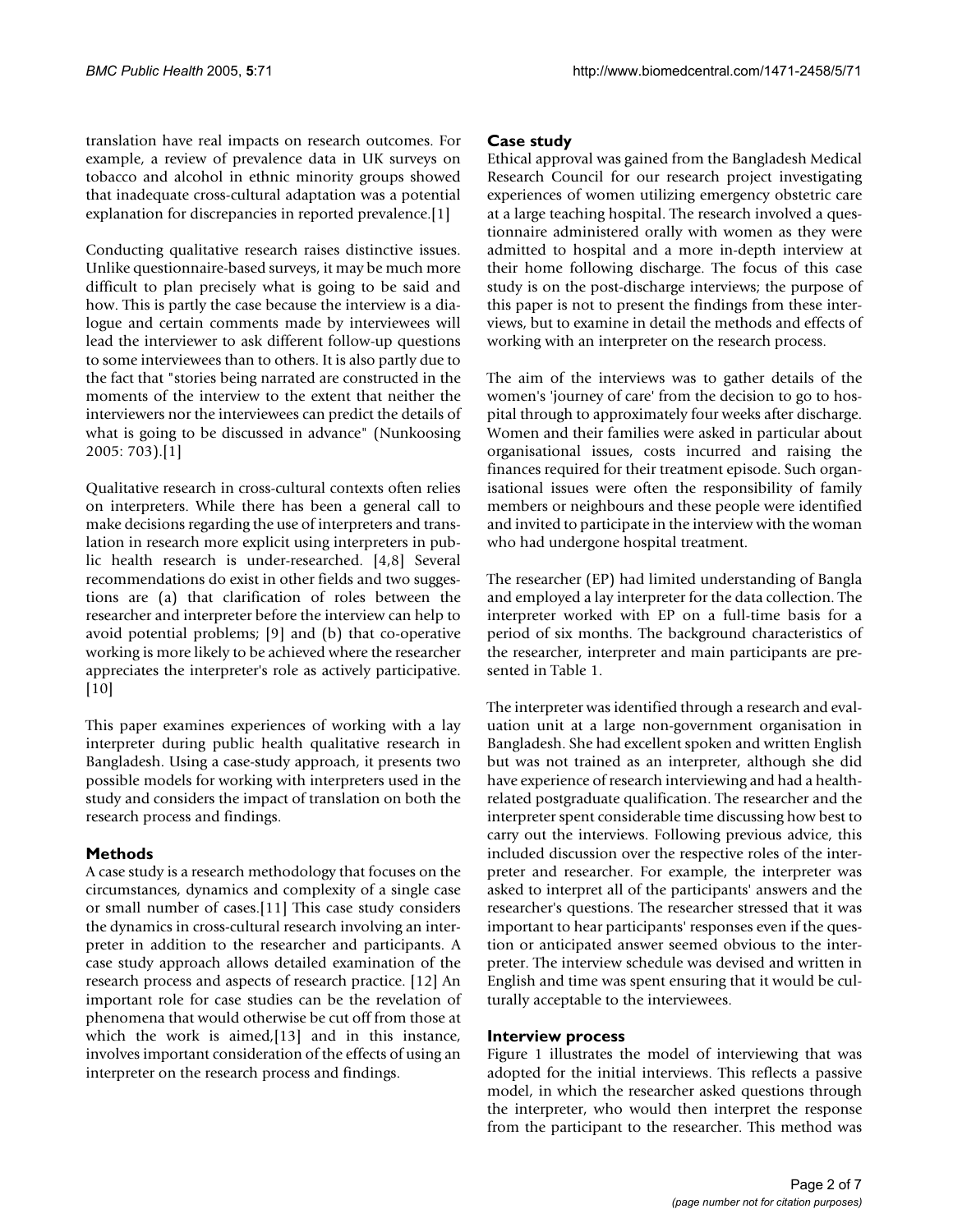translation have real impacts on research outcomes. For example, a review of prevalence data in UK surveys on tobacco and alcohol in ethnic minority groups showed that inadequate cross-cultural adaptation was a potential explanation for discrepancies in reported prevalence.[1]

Conducting qualitative research raises distinctive issues. Unlike questionnaire-based surveys, it may be much more difficult to plan precisely what is going to be said and how. This is partly the case because the interview is a dialogue and certain comments made by interviewees will lead the interviewer to ask different follow-up questions to some interviewees than to others. It is also partly due to the fact that "stories being narrated are constructed in the moments of the interview to the extent that neither the interviewers nor the interviewees can predict the details of what is going to be discussed in advance" (Nunkoosing 2005: 703).[1]

Qualitative research in cross-cultural contexts often relies on interpreters. While there has been a general call to make decisions regarding the use of interpreters and translation in research more explicit using interpreters in public health research is under-researched. [4,8] Several recommendations do exist in other fields and two suggestions are (a) that clarification of roles between the researcher and interpreter before the interview can help to avoid potential problems; [9] and (b) that co-operative working is more likely to be achieved where the researcher appreciates the interpreter's role as actively participative. [10]

This paper examines experiences of working with a lay interpreter during public health qualitative research in Bangladesh. Using a case-study approach, it presents two possible models for working with interpreters used in the study and considers the impact of translation on both the research process and findings.

## Methods

A case study is a research methodology that focuses on the circumstances, dynamics and complexity of a single case or small number of cases.[11] This case study considers the dynamics in cross-cultural research involving an interpreter in addition to the researcher and participants. A case study approach allows detailed examination of the research process and aspects of research practice. [12] An important role for case studies can be the revelation of phenomena that would otherwise be cut off from those at which the work is aimed,[13] and in this instance, involves important consideration of the effects of using an interpreter on the research process and findings.

### Case study

Ethical approval was gained from the Bangladesh Medical Research Council for our research project investigating experiences of women utilizing emergency obstetric care at a large teaching hospital. The research involved a questionnaire administered orally with women as they were admitted to hospital and a more in-depth interview at their home following discharge. The focus of this case study is on the post-discharge interviews; the purpose of this paper is not to present the findings from these interviews, but to examine in detail the methods and effects of working with an interpreter on the research process.

The aim of the interviews was to gather details of the women's 'journey of care' from the decision to go to hospital through to approximately four weeks after discharge. Women and their families were asked in particular about organisational issues, costs incurred and raising the finances required for their treatment episode. Such organisational issues were often the responsibility of family members or neighbours and these people were identified and invited to participate in the interview with the woman who had undergone hospital treatment.

The researcher (EP) had limited understanding of Bangla and employed a lay interpreter for the data collection. The interpreter worked with EP on a full-time basis for a period of six months. The background characteristics of the researcher, interpreter and main participants are presented in Table 1.

The interpreter was identified through a research and evaluation unit at a large non-government organisation in Bangladesh. She had excellent spoken and written English but was not trained as an interpreter, although she did have experience of research interviewing and had a health-related postgraduate qualification. The researcher and the interpreter spent considerable time discussing how best to carry out the interviews. Following previous advice, this included discussion over the respective roles of the interpreter and researcher. For example, the interpreter was asked to interpret all of the participants' answers and the researcher's questions. The researcher stressed that it was important to hear participants' responses even if the question or anticipated answer seemed obvious to the interpreter. The interview schedule was devised and written in English and time was spent ensuring that it would be culturally acceptable to the interviewees.

### Interview process

Figure 1 illustrates the model of interviewing that was adopted for the initial interviews. This reflects a passive model, in which the researcher asked questions through the interpreter, who would then interpret the response from the participant to the researcher. This method was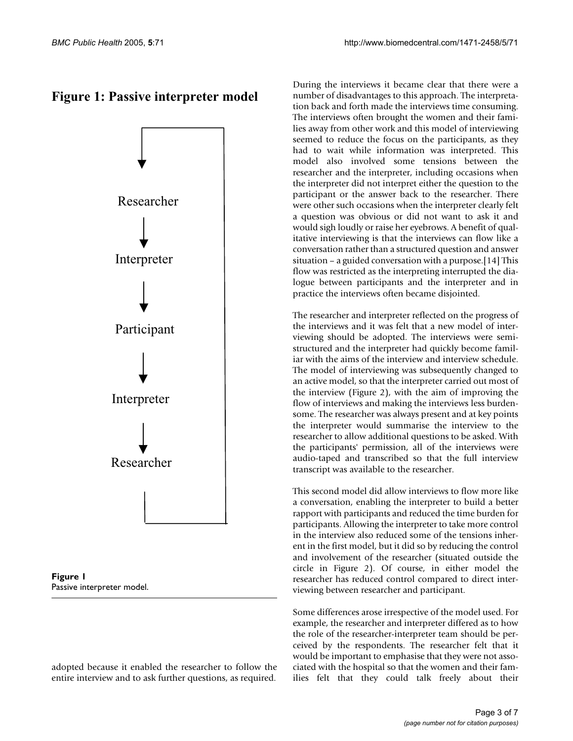## Figure 1: Passive interpreter model

Researcher

Interpreter

Participant

Interpreter

Researcher

**Figure 1**
Passive interpreter model.

adopted because it enabled the researcher to follow the entire interview and to ask further questions, as required.

During the interviews it became clear that there were a number of disadvantages to this approach. The interpretation back and forth made the interviews time consuming. The interviews often brought the women and their families away from other work and this model of interviewing seemed to reduce the focus on the participants, as they had to wait while information was interpreted. This model also involved some tensions between the researcher and the interpreter, including occasions when the interpreter did not interpret either the question to the participant or the answer back to the researcher. There were other such occasions when the interpreter clearly felt a question was obvious or did not want to ask it and would sigh loudly or raise her eyebrows. A benefit of qualitative interviewing is that the interviews can flow like a conversation rather than a structured question and answer situation – a guided conversation with a purpose.[14] This flow was restricted as the interpreting interrupted the dialogue between participants and the interpreter and in practice the interviews often became disjointed.

The researcher and interpreter reflected on the progress of the interviews and it was felt that a new model of interviewing should be adopted. The interviews were semi-structured and the interpreter had quickly become familiar with the aims of the interview and interview schedule. The model of interviewing was subsequently changed to an active model, so that the interpreter carried out most of the interview (Figure 2), with the aim of improving the flow of interviews and making the interviews less burdensome. The researcher was always present and at key points the interpreter would summarise the interview to the researcher to allow additional questions to be asked. With the participants' permission, all of the interviews were audio-taped and transcribed so that the full interview transcript was available to the researcher.

This second model did allow interviews to flow more like a conversation, enabling the interpreter to build a better rapport with participants and reduced the time burden for participants. Allowing the interpreter to take more control in the interview also reduced some of the tensions inherent in the first model, but it did so by reducing the control and involvement of the researcher (situated outside the circle in Figure 2). Of course, in either model the researcher has reduced control compared to direct interviewing between researcher and participant.

Some differences arose irrespective of the model used. For example, the researcher and interpreter differed as to how the role of the researcher-interpreter team should be perceived by the respondents. The researcher felt that it would be important to emphasise that they were not associated with the hospital so that the women and their families felt that they could talk freely about their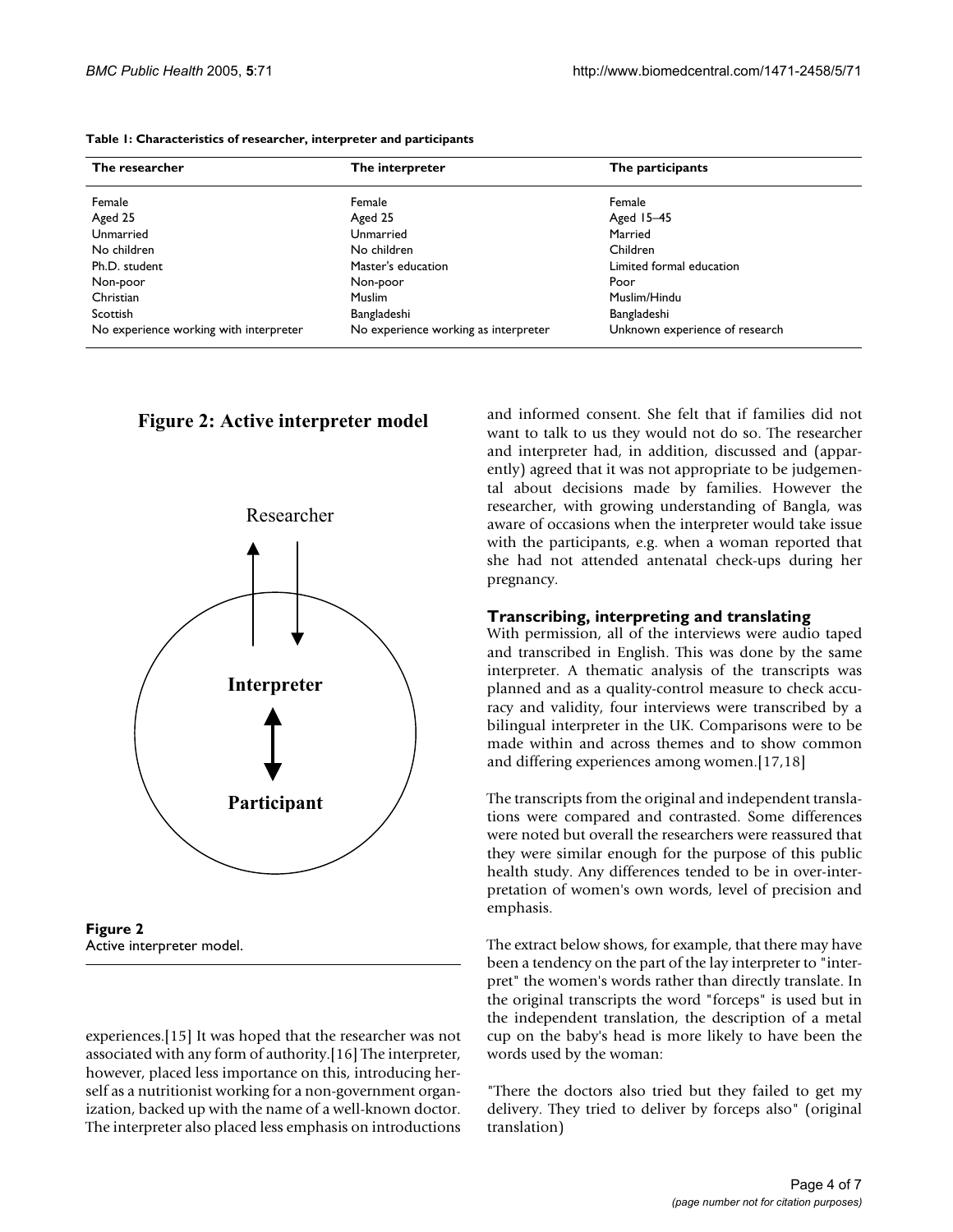**Table 1: Characteristics of researcher, interpreter and participants**

| The researcher | The interpreter | The participants |
| --- | --- | --- |
| Female | Female | Female |
| Aged 25 | Aged 25 | Aged 15–45 |
| Unmarried | Unmarried | Married |
| No children | No children | Children |
| Ph.D. student | Master's education | Limited formal education |
| Non-poor | Non-poor | Poor |
| Christian | Muslim | Muslim/Hindu |
| Scottish | Bangladeshi | Bangladeshi |
| No experience working with interpreter | No experience working as interpreter | Unknown experience of research |

**Figure 2: Active interpreter model**

Researcher

Interpreter

Participant

**Figure 2**
Active interpreter model.

experiences.[15] It was hoped that the researcher was not associated with any form of authority.[16] The interpreter, however, placed less importance on this, introducing herself as a nutritionist working for a non-government organization, backed up with the name of a well-known doctor. The interpreter also placed less emphasis on introductions and informed consent. She felt that if families did not want to talk to us they would not do so. The researcher and interpreter had, in addition, discussed and (apparently) agreed that it was not appropriate to be judgemental about decisions made by families. However the researcher, with growing understanding of Bangla, was aware of occasions when the interpreter would take issue with the participants, e.g. when a woman reported that she had not attended antenatal check-ups during her pregnancy.

### Transcribing, interpreting and translating

With permission, all of the interviews were audio taped and transcribed in English. This was done by the same interpreter. A thematic analysis of the transcripts was planned and as a quality-control measure to check accuracy and validity, four interviews were transcribed by a bilingual interpreter in the UK. Comparisons were to be made within and across themes and to show common and differing experiences among women.[17,18]

The transcripts from the original and independent translations were compared and contrasted. Some differences were noted but overall the researchers were reassured that they were similar enough for the purpose of this public health study. Any differences tended to be in over-interpretation of women's own words, level of precision and emphasis.

The extract below shows, for example, that there may have been a tendency on the part of the lay interpreter to "interpret" the women's words rather than directly translate. In the original transcripts the word "forceps" is used but in the independent translation, the description of a metal cup on the baby's head is more likely to have been the words used by the woman:

"There the doctors also tried but they failed to get my delivery. They tried to deliver by forceps also" (original translation)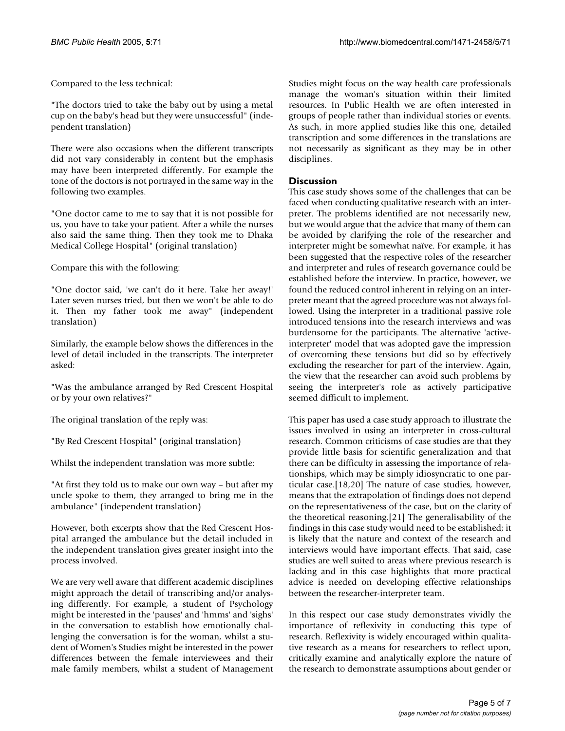Compared to the less technical:

"The doctors tried to take the baby out by using a metal cup on the baby's head but they were unsuccessful" (independent translation)

There were also occasions when the different transcripts did not vary considerably in content but the emphasis may have been interpreted differently. For example the tone of the doctors is not portrayed in the same way in the following two examples.

"One doctor came to me to say that it is not possible for us, you have to take your patient. After a while the nurses also said the same thing. Then they took me to Dhaka Medical College Hospital" (original translation)

Compare this with the following:

"One doctor said, 'we can't do it here. Take her away!' Later seven nurses tried, but then we won't be able to do it. Then my father took me away" (independent translation)

Similarly, the example below shows the differences in the level of detail included in the transcripts. The interpreter asked:

"Was the ambulance arranged by Red Crescent Hospital or by your own relatives?"

The original translation of the reply was:

"By Red Crescent Hospital" (original translation)

Whilst the independent translation was more subtle:

"At first they told us to make our own way – but after my uncle spoke to them, they arranged to bring me in the ambulance" (independent translation)

However, both excerpts show that the Red Crescent Hospital arranged the ambulance but the detail included in the independent translation gives greater insight into the process involved.

We are very well aware that different academic disciplines might approach the detail of transcribing and/or analysing differently. For example, a student of Psychology might be interested in the 'pauses' and 'hmms' and 'sighs' in the conversation to establish how emotionally challenging the conversation is for the woman, whilst a student of Women's Studies might be interested in the power differences between the female interviewees and their male family members, whilst a student of Management Studies might focus on the way health care professionals manage the woman's situation within their limited resources. In Public Health we are often interested in groups of people rather than individual stories or events. As such, in more applied studies like this one, detailed transcription and some differences in the translations are not necessarily as significant as they may be in other disciplines.

## Discussion

This case study shows some of the challenges that can be faced when conducting qualitative research with an interpreter. The problems identified are not necessarily new, but we would argue that the advice that many of them can be avoided by clarifying the role of the researcher and interpreter might be somewhat naïve. For example, it has been suggested that the respective roles of the researcher and interpreter and rules of research governance could be established before the interview. In practice, however, we found the reduced control inherent in relying on an interpreter meant that the agreed procedure was not always followed. Using the interpreter in a traditional passive role introduced tensions into the research interviews and was burdensome for the participants. The alternative 'active-interpreter' model that was adopted gave the impression of overcoming these tensions but did so by effectively excluding the researcher for part of the interview. Again, the view that the researcher can avoid such problems by seeing the interpreter's role as actively participative seemed difficult to implement.

This paper has used a case study approach to illustrate the issues involved in using an interpreter in cross-cultural research. Common criticisms of case studies are that they provide little basis for scientific generalization and that there can be difficulty in assessing the importance of relationships, which may be simply idiosyncratic to one particular case.[18,20] The nature of case studies, however, means that the extrapolation of findings does not depend on the representativeness of the case, but on the clarity of the theoretical reasoning.[21] The generalisability of the findings in this case study would need to be established; it is likely that the nature and context of the research and interviews would have important effects. That said, case studies are well suited to areas where previous research is lacking and in this case highlights that more practical advice is needed on developing effective relationships between the researcher-interpreter team.

In this respect our case study demonstrates vividly the importance of reflexivity in conducting this type of research. Reflexivity is widely encouraged within qualitative research as a means for researchers to reflect upon, critically examine and analytically explore the nature of the research to demonstrate assumptions about gender or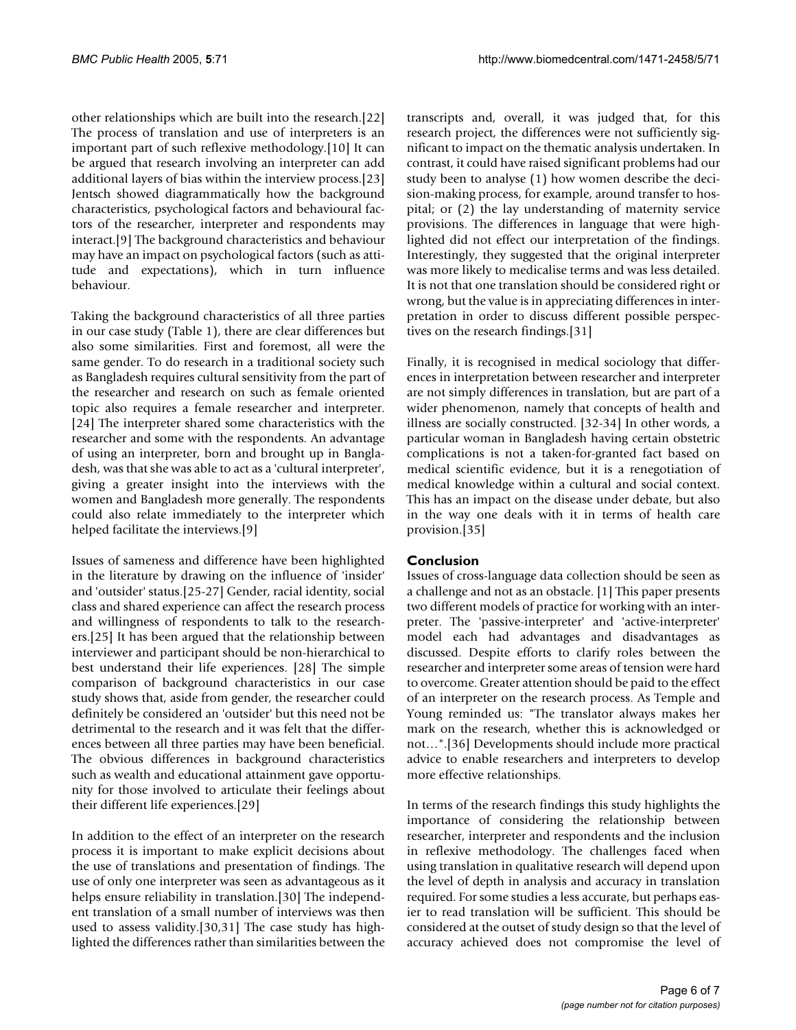other relationships which are built into the research.[22] The process of translation and use of interpreters is an important part of such reflexive methodology.[10] It can be argued that research involving an interpreter can add additional layers of bias within the interview process.[23] Jentsch showed diagrammatically how the background characteristics, psychological factors and behavioural factors of the researcher, interpreter and respondents may interact.[9] The background characteristics and behaviour may have an impact on psychological factors (such as attitude and expectations), which in turn influence behaviour.

Taking the background characteristics of all three parties in our case study (Table 1), there are clear differences but also some similarities. First and foremost, all were the same gender. To do research in a traditional society such as Bangladesh requires cultural sensitivity from the part of the researcher and research on such as female oriented topic also requires a female researcher and interpreter.[24] The interpreter shared some characteristics with the researcher and some with the respondents. An advantage of using an interpreter, born and brought up in Bangladesh, was that she was able to act as a 'cultural interpreter', giving a greater insight into the interviews with the women and Bangladesh more generally. The respondents could also relate immediately to the interpreter which helped facilitate the interviews.[9]

Issues of sameness and difference have been highlighted in the literature by drawing on the influence of 'insider' and 'outsider' status.[25-27] Gender, racial identity, social class and shared experience can affect the research process and willingness of respondents to talk to the researchers.[25] It has been argued that the relationship between interviewer and participant should be non-hierarchical to best understand their life experiences.[28] The simple comparison of background characteristics in our case study shows that, aside from gender, the researcher could definitely be considered an 'outsider' but this need not be detrimental to the research and it was felt that the differences between all three parties may have been beneficial. The obvious differences in background characteristics such as wealth and educational attainment gave opportunity for those involved to articulate their feelings about their different life experiences.[29]

In addition to the effect of an interpreter on the research process it is important to make explicit decisions about the use of translations and presentation of findings. The use of only one interpreter was seen as advantageous as it helps ensure reliability in translation.[30] The independent translation of a small number of interviews was then used to assess validity.[30,31] The case study has highlighted the differences rather than similarities between the transcripts and, overall, it was judged that, for this research project, the differences were not sufficiently significant to impact on the thematic analysis undertaken. In contrast, it could have raised significant problems had our study been to analyse (1) how women describe the decision-making process, for example, around transfer to hospital; or (2) the lay understanding of maternity service provisions. The differences in language that were highlighted did not effect our interpretation of the findings. Interestingly, they suggested that the original interpreter was more likely to medicalise terms and was less detailed. It is not that one translation should be considered right or wrong, but the value is in appreciating differences in interpretation in order to discuss different possible perspectives on the research findings.[31]

Finally, it is recognised in medical sociology that differences in interpretation between researcher and interpreter are not simply differences in translation, but are part of a wider phenomenon, namely that concepts of health and illness are socially constructed.[32-34] In other words, a particular woman in Bangladesh having certain obstetric complications is not a taken-for-granted fact based on medical scientific evidence, but it is a renegotiation of medical knowledge within a cultural and social context. This has an impact on the disease under debate, but also in the way one deals with it in terms of health care provision.[35]

## Conclusion

Issues of cross-language data collection should be seen as a challenge and not as an obstacle.[1] This paper presents two different models of practice for working with an interpreter. The 'passive-interpreter' and 'active-interpreter' model each had advantages and disadvantages as discussed. Despite efforts to clarify roles between the researcher and interpreter some areas of tension were hard to overcome. Greater attention should be paid to the effect of an interpreter on the research process. As Temple and Young reminded us: "The translator always makes her mark on the research, whether this is acknowledged or not…".[36] Developments should include more practical advice to enable researchers and interpreters to develop more effective relationships.

In terms of the research findings this study highlights the importance of considering the relationship between researcher, interpreter and respondents and the inclusion in reflexive methodology. The challenges faced when using translation in qualitative research will depend upon the level of depth in analysis and accuracy in translation required. For some studies a less accurate, but perhaps easier to read translation will be sufficient. This should be considered at the outset of study design so that the level of accuracy achieved does not compromise the level of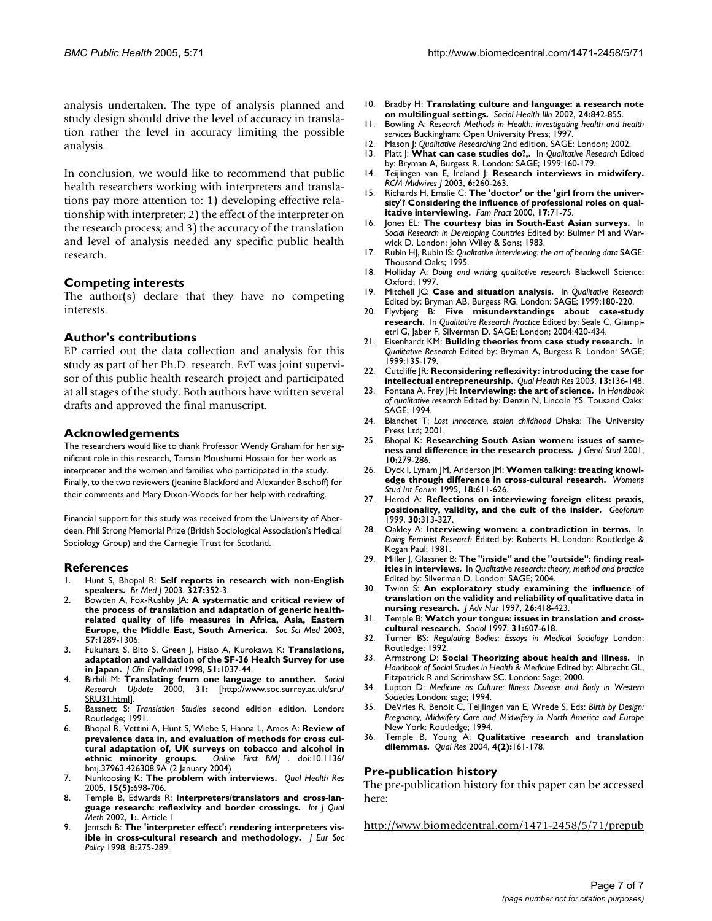analysis undertaken. The type of analysis planned and study design should drive the level of accuracy in translation rather the level in accuracy limiting the possible analysis.

In conclusion, we would like to recommend that public health researchers working with interpreters and translations pay more attention to: 1) developing effective relationship with interpreter; 2) the effect of the interpreter on the research process; and 3) the accuracy of the translation and level of analysis needed any specific public health research.

## Competing interests

The author(s) declare that they have no competing interests.

## Author's contributions

EP carried out the data collection and analysis for this study as part of her Ph.D. research. EvT was joint supervisor of this public health research project and participated at all stages of the study. Both authors have written several drafts and approved the final manuscript.

## Acknowledgements

The researchers would like to thank Professor Wendy Graham for her significant role in this research, Tamsin Moushumi Hossain for her work as interpreter and the women and families who participated in the study. Finally, to the two reviewers (Jeanine Blackford and Alexander Bischoff) for their comments and Mary Dixon-Woods for her help with redrafting.

Financial support for this study was received from the University of Aberdeen, Phil Strong Memorial Prize (British Sociological Association's Medical Sociology Group) and the Carnegie Trust for Scotland.

## References

1. Hunt S, Bhopal R: **Self reports in research with non-English speakers.** *Br Med J* 2003, **327:**352-3.
2. Bowden A, Fox-Rushby JA: **A systematic and critical review of the process of translation and adaptation of generic health-related quality of life measures in Africa, Asia, Eastern Europe, the Middle East, South America.** *Soc Sci Med* 2003, **57:**1289-1306.
3. Fukuhara S, Bito S, Green J, Hsiao A, Kurokawa K: **Translations, adaptation and validation of the SF-36 Health Survey for use in Japan.** *J Clin Epidemiol* 1998, **51:**1037-44.
4. Birbili M: **Translating from one language to another.** *Social Research Update* 2000, **31:** [http://www.soc.surrey.ac.uk/sru/SRU31.html].
5. Bassnett S: *Translation Studies* second edition edition. London: Routledge; 1991.
6. Bhopal R, Vettini A, Hunt S, Wiebe S, Hanna L, Amos A: **Review of prevalence data in, and evaluation of methods for cross cultural adaptation of, UK surveys on tobacco and alcohol in ethnic minority groups.** *Online First BMJ* . doi:10.1136/bmj.37963.426308.9A (2 January 2004)
7. Nunkoosing K: **The problem with interviews.** *Qual Health Res* 2005, **15(5):**698-706.
8. Temple B, Edwards R: **Interpreters/translators and cross-language research: reflexivity and border crossings.** *Int J Qual Meth* 2002, **1:**. Article 1
9. Jentsch B: **The 'interpreter effect': rendering interpreters visible in cross-cultural research and methodology.** *J Eur Soc Policy* 1998, **8:**275-289.
10. Bradby H: **Translating culture and language: a research note on multilingual settings.** *Sociol Health Illn* 2002, **24:**842-855.
11. Bowling A: *Research Methods in Health: investigating health and health services* Buckingham: Open University Press; 1997.
12. Mason J: *Qualitative Researching* 2nd edition. SAGE: London; 2002.
13. Platt J: **What can case studies do?,.** In *Qualitative Research* Edited by: Bryman A, Burgess R. London: SAGE; 1999:160-179.
14. Teijlingen van E, Ireland J: **Research interviews in midwifery.** *RCM Midwives J* 2003, **6:**260-263.
15. Richards H, Emslie C: **The 'doctor' or the 'girl from the university'? Considering the influence of professional roles on qualitative interviewing.** *Fam Pract* 2000, **17:**71-75.
16. Jones EL: **The courtesy bias in South-East Asian surveys.** In *Social Research in Developing Countries* Edited by: Bulmer M and Warwick D. London: John Wiley & Sons; 1983.
17. Rubin HJ, Rubin IS: *Qualitative Interviewing: the art of hearing data* SAGE: Thousand Oaks; 1995.
18. Holliday A: *Doing and writing qualitative research* Blackwell Science: Oxford; 1997.
19. Mitchell JC: **Case and situation analysis.** In *Qualitative Research* Edited by: Bryman AB, Burgess RG. London: SAGE; 1999:180-220.
20. Flyvbjerg B: **Five misunderstandings about case-study research.** In *Qualitative Research Practice* Edited by: Seale C, Giampietri G, Jaber F, Silverman D. SAGE: London; 2004:420-434.
21. Eisenhardt KM: **Building theories from case study research.** In *Qualitative Research* Edited by: Bryman A, Burgess R. London: SAGE; 1999:135-179.
22. Cutcliffe JR: **Reconsidering reflexivity: introducing the case for intellectual entrepreneurship.** *Qual Health Res* 2003, **13:**136-148.
23. Fontana A, Frey JH: **Interviewing: the art of science.** In *Handbook of qualitative research* Edited by: Denzin N, Lincoln YS. Tousand Oaks: SAGE; 1994.
24. Blanchet T: *Lost innocence, stolen childhood* Dhaka: The University Press Ltd; 2001.
25. Bhopal K: **Researching South Asian women: issues of sameness and difference in the research process.** *J Gend Stud* 2001, **10:**279-286.
26. Dyck I, Lynam JM, Anderson JM: **Women talking: treating knowledge through difference in cross-cultural research.** *Womens Stud Int Forum* 1995, **18:**611-626.
27. Herod A: **Reflections on interviewing foreign elites: praxis, positionality, validity, and the cult of the insider.** *Geoforum* 1999, **30:**313-327.
28. Oakley A: **Interviewing women: a contradiction in terms.** In *Doing Feminist Research* Edited by: Roberts H. London: Routledge & Kegan Paul; 1981.
29. Miller J, Glassner B: **The "inside" and the "outside": finding realities in interviews.** In *Qualitative research: theory, method and practice* Edited by: Silverman D. London: SAGE; 2004.
30. Twinn S: **An exploratory study examining the influence of translation on the validity and reliability of qualitative data in nursing research.** *J Adv Nur* 1997, **26:**418-423.
31. Temple B: **Watch your tongue: issues in translation and cross-cultural research.** *Sociol* 1997, **31:**607-618.
32. Turner BS: *Regulating Bodies: Essays in Medical Sociology* London: Routledge; 1992.
33. Armstrong D: **Social Theorizing about health and illness.** In *Handbook of Social Studies in Health & Medicine* Edited by: Albrecht GL, Fitzpatrick R and Scrimshaw SC. London: Sage; 2000.
34. Lupton D: *Medicine as Culture: Illness Disease and Body in Western Societies* London: sage; 1994.
35. DeVries R, Benoit C, Teijlingen van E, Wrede S, Eds: *Birth by Design: Pregnancy, Midwifery Care and Midwifery in North America and Europe* New York: Routledge; 1994.
36. Temple B, Young A: **Qualitative research and translation dilemmas.** *Qual Res* 2004, **4(2):**161-178.

## Pre-publication history

The pre-publication history for this paper can be accessed here:

http://www.biomedcentral.com/1471-2458/5/71/prepub